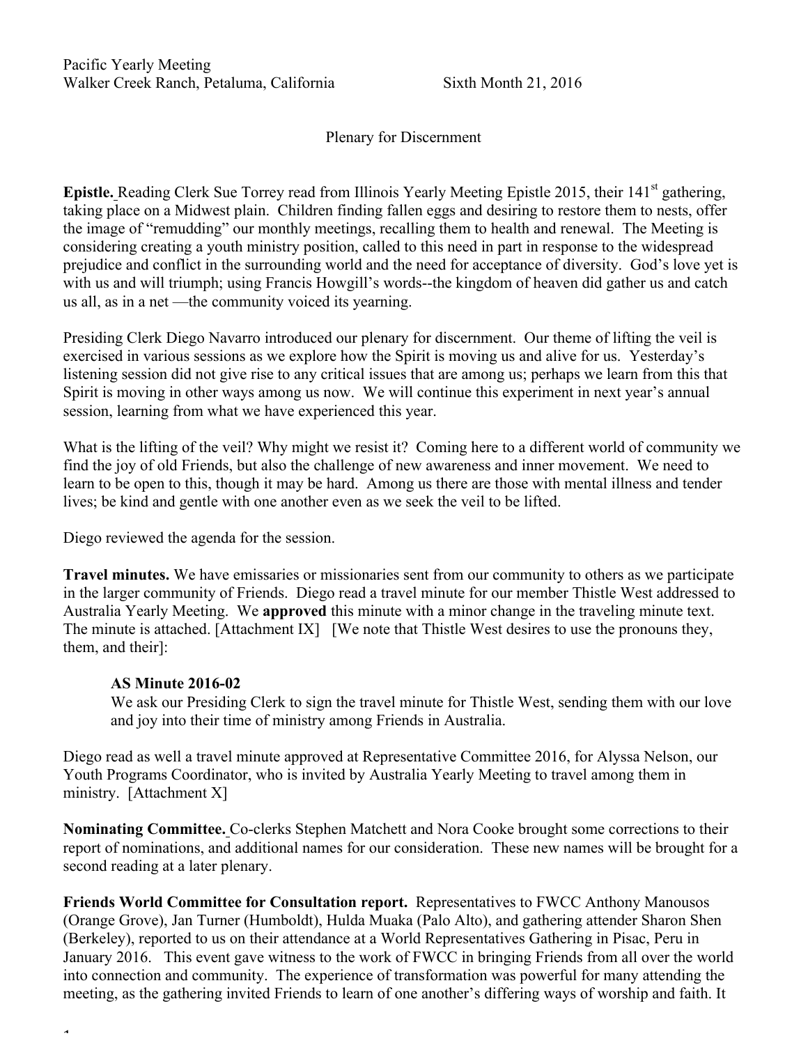Pacific Yearly Meeting
Walker Creek Ranch, Petaluma, California Sixth Month 21, 2016

Plenary for Discernment

**Epistle.** Reading Clerk Sue Torrey read from Illinois Yearly Meeting Epistle 2015, their 141st gathering, taking place on a Midwest plain. Children finding fallen eggs and desiring to restore them to nests, offer the image of "remudding" our monthly meetings, recalling them to health and renewal. The Meeting is considering creating a youth ministry position, called to this need in part in response to the widespread prejudice and conflict in the surrounding world and the need for acceptance of diversity. God's love yet is with us and will triumph; using Francis Howgill's words--the kingdom of heaven did gather us and catch us all, as in a net —the community voiced its yearning.

Presiding Clerk Diego Navarro introduced our plenary for discernment. Our theme of lifting the veil is exercised in various sessions as we explore how the Spirit is moving us and alive for us. Yesterday's listening session did not give rise to any critical issues that are among us; perhaps we learn from this that Spirit is moving in other ways among us now. We will continue this experiment in next year's annual session, learning from what we have experienced this year.

What is the lifting of the veil? Why might we resist it? Coming here to a different world of community we find the joy of old Friends, but also the challenge of new awareness and inner movement. We need to learn to be open to this, though it may be hard. Among us there are those with mental illness and tender lives; be kind and gentle with one another even as we seek the veil to be lifted.

Diego reviewed the agenda for the session.

**Travel minutes.** We have emissaries or missionaries sent from our community to others as we participate in the larger community of Friends. Diego read a travel minute for our member Thistle West addressed to Australia Yearly Meeting. We **approved** this minute with a minor change in the traveling minute text. The minute is attached. [Attachment IX] [We note that Thistle West desires to use the pronouns they, them, and their]:

> **AS Minute 2016-02**
> We ask our Presiding Clerk to sign the travel minute for Thistle West, sending them with our love and joy into their time of ministry among Friends in Australia.

Diego read as well a travel minute approved at Representative Committee 2016, for Alyssa Nelson, our Youth Programs Coordinator, who is invited by Australia Yearly Meeting to travel among them in ministry. [Attachment X]

**Nominating Committee.** Co-clerks Stephen Matchett and Nora Cooke brought some corrections to their report of nominations, and additional names for our consideration. These new names will be brought for a second reading at a later plenary.

**Friends World Committee for Consultation report.** Representatives to FWCC Anthony Manousos (Orange Grove), Jan Turner (Humboldt), Hulda Muaka (Palo Alto), and gathering attender Sharon Shen (Berkeley), reported to us on their attendance at a World Representatives Gathering in Pisac, Peru in January 2016. This event gave witness to the work of FWCC in bringing Friends from all over the world into connection and community. The experience of transformation was powerful for many attending the meeting, as the gathering invited Friends to learn of one another's differing ways of worship and faith. It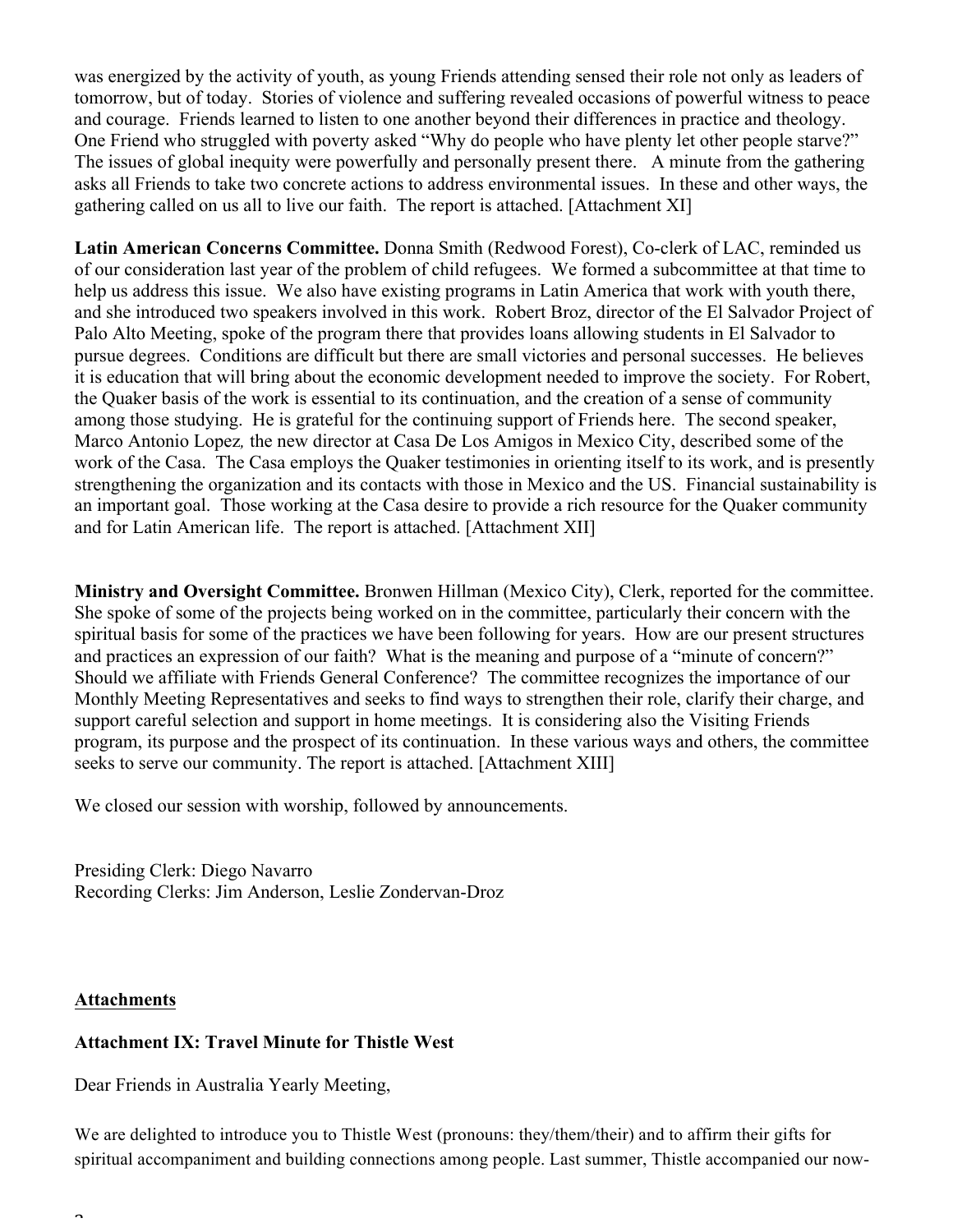was energized by the activity of youth, as young Friends attending sensed their role not only as leaders of tomorrow, but of today. Stories of violence and suffering revealed occasions of powerful witness to peace and courage. Friends learned to listen to one another beyond their differences in practice and theology. One Friend who struggled with poverty asked "Why do people who have plenty let other people starve?" The issues of global inequity were powerfully and personally present there. A minute from the gathering asks all Friends to take two concrete actions to address environmental issues. In these and other ways, the gathering called on us all to live our faith. The report is attached. [Attachment XI]

**Latin American Concerns Committee.** Donna Smith (Redwood Forest), Co-clerk of LAC, reminded us of our consideration last year of the problem of child refugees. We formed a subcommittee at that time to help us address this issue. We also have existing programs in Latin America that work with youth there, and she introduced two speakers involved in this work. Robert Broz, director of the El Salvador Project of Palo Alto Meeting, spoke of the program there that provides loans allowing students in El Salvador to pursue degrees. Conditions are difficult but there are small victories and personal successes. He believes it is education that will bring about the economic development needed to improve the society. For Robert, the Quaker basis of the work is essential to its continuation, and the creation of a sense of community among those studying. He is grateful for the continuing support of Friends here. The second speaker, Marco Antonio Lopez*,* the new director at Casa De Los Amigos in Mexico City, described some of the work of the Casa. The Casa employs the Quaker testimonies in orienting itself to its work, and is presently strengthening the organization and its contacts with those in Mexico and the US. Financial sustainability is an important goal. Those working at the Casa desire to provide a rich resource for the Quaker community and for Latin American life. The report is attached. [Attachment XII]

**Ministry and Oversight Committee.** Bronwen Hillman (Mexico City), Clerk, reported for the committee. She spoke of some of the projects being worked on in the committee, particularly their concern with the spiritual basis for some of the practices we have been following for years. How are our present structures and practices an expression of our faith? What is the meaning and purpose of a "minute of concern?" Should we affiliate with Friends General Conference? The committee recognizes the importance of our Monthly Meeting Representatives and seeks to find ways to strengthen their role, clarify their charge, and support careful selection and support in home meetings. It is considering also the Visiting Friends program, its purpose and the prospect of its continuation. In these various ways and others, the committee seeks to serve our community. The report is attached. [Attachment XIII]

We closed our session with worship, followed by announcements.

Presiding Clerk: Diego Navarro
Recording Clerks: Jim Anderson, Leslie Zondervan-Droz

## <u>Attachments</u>

### Attachment IX: Travel Minute for Thistle West

Dear Friends in Australia Yearly Meeting,

We are delighted to introduce you to Thistle West (pronouns: they/them/their) and to affirm their gifts for spiritual accompaniment and building connections among people. Last summer, Thistle accompanied our now-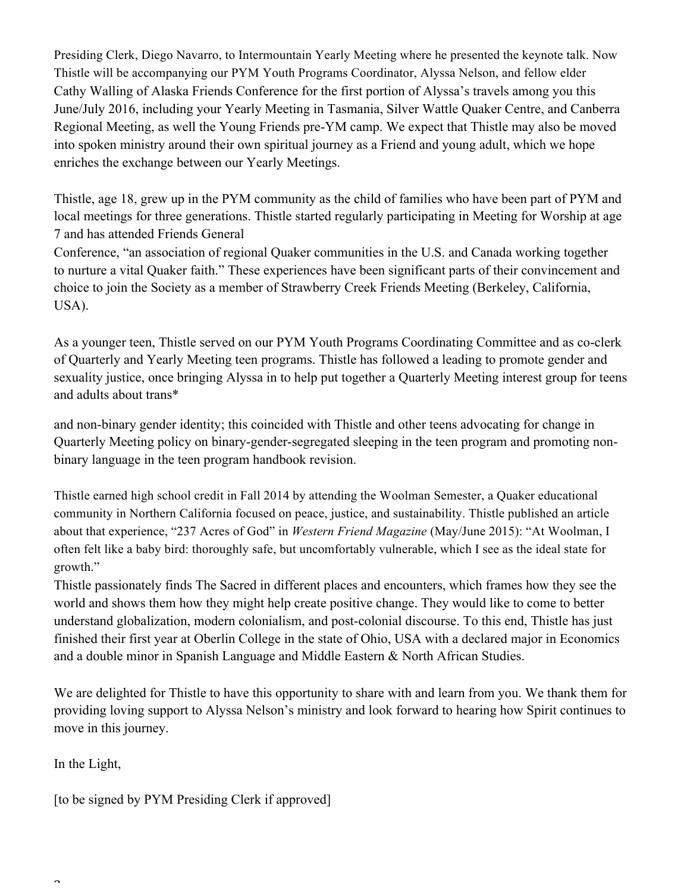Presiding Clerk, Diego Navarro, to Intermountain Yearly Meeting where he presented the keynote talk. Now Thistle will be accompanying our PYM Youth Programs Coordinator, Alyssa Nelson, and fellow elder Cathy Walling of Alaska Friends Conference for the first portion of Alyssa's travels among you this June/July 2016, including your Yearly Meeting in Tasmania, Silver Wattle Quaker Centre, and Canberra Regional Meeting, as well the Young Friends pre-YM camp. We expect that Thistle may also be moved into spoken ministry around their own spiritual journey as a Friend and young adult, which we hope enriches the exchange between our Yearly Meetings.

Thistle, age 18, grew up in the PYM community as the child of families who have been part of PYM and local meetings for three generations. Thistle started regularly participating in Meeting for Worship at age 7 and has attended Friends General Conference, "an association of regional Quaker communities in the U.S. and Canada working together to nurture a vital Quaker faith." These experiences have been significant parts of their convincement and choice to join the Society as a member of Strawberry Creek Friends Meeting (Berkeley, California, USA).

As a younger teen, Thistle served on our PYM Youth Programs Coordinating Committee and as co-clerk of Quarterly and Yearly Meeting teen programs. Thistle has followed a leading to promote gender and sexuality justice, once bringing Alyssa in to help put together a Quarterly Meeting interest group for teens and adults about trans* and non-binary gender identity; this coincided with Thistle and other teens advocating for change in Quarterly Meeting policy on binary-gender-segregated sleeping in the teen program and promoting non-binary language in the teen program handbook revision.

Thistle earned high school credit in Fall 2014 by attending the Woolman Semester, a Quaker educational community in Northern California focused on peace, justice, and sustainability. Thistle published an article about that experience, "237 Acres of God" in *Western Friend Magazine* (May/June 2015): "At Woolman, I often felt like a baby bird: thoroughly safe, but uncomfortably vulnerable, which I see as the ideal state for growth."

Thistle passionately finds The Sacred in different places and encounters, which frames how they see the world and shows them how they might help create positive change. They would like to come to better understand globalization, modern colonialism, and post-colonial discourse. To this end, Thistle has just finished their first year at Oberlin College in the state of Ohio, USA with a declared major in Economics and a double minor in Spanish Language and Middle Eastern & North African Studies.

We are delighted for Thistle to have this opportunity to share with and learn from you. We thank them for providing loving support to Alyssa Nelson's ministry and look forward to hearing how Spirit continues to move in this journey.

In the Light,

[to be signed by PYM Presiding Clerk if approved]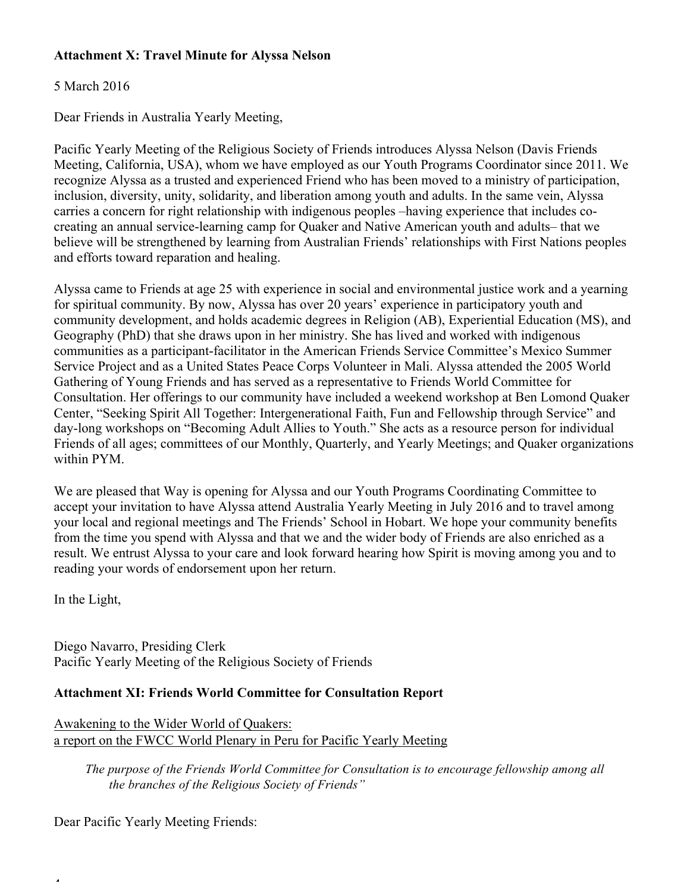**Attachment X: Travel Minute for Alyssa Nelson**

5 March 2016

Dear Friends in Australia Yearly Meeting,

Pacific Yearly Meeting of the Religious Society of Friends introduces Alyssa Nelson (Davis Friends Meeting, California, USA), whom we have employed as our Youth Programs Coordinator since 2011. We recognize Alyssa as a trusted and experienced Friend who has been moved to a ministry of participation, inclusion, diversity, unity, solidarity, and liberation among youth and adults. In the same vein, Alyssa carries a concern for right relationship with indigenous peoples –having experience that includes co-creating an annual service-learning camp for Quaker and Native American youth and adults– that we believe will be strengthened by learning from Australian Friends' relationships with First Nations peoples and efforts toward reparation and healing.

Alyssa came to Friends at age 25 with experience in social and environmental justice work and a yearning for spiritual community. By now, Alyssa has over 20 years' experience in participatory youth and community development, and holds academic degrees in Religion (AB), Experiential Education (MS), and Geography (PhD) that she draws upon in her ministry. She has lived and worked with indigenous communities as a participant-facilitator in the American Friends Service Committee's Mexico Summer Service Project and as a United States Peace Corps Volunteer in Mali. Alyssa attended the 2005 World Gathering of Young Friends and has served as a representative to Friends World Committee for Consultation. Her offerings to our community have included a weekend workshop at Ben Lomond Quaker Center, "Seeking Spirit All Together: Intergenerational Faith, Fun and Fellowship through Service" and day-long workshops on "Becoming Adult Allies to Youth." She acts as a resource person for individual Friends of all ages; committees of our Monthly, Quarterly, and Yearly Meetings; and Quaker organizations within PYM.

We are pleased that Way is opening for Alyssa and our Youth Programs Coordinating Committee to accept your invitation to have Alyssa attend Australia Yearly Meeting in July 2016 and to travel among your local and regional meetings and The Friends' School in Hobart. We hope your community benefits from the time you spend with Alyssa and that we and the wider body of Friends are also enriched as a result. We entrust Alyssa to your care and look forward hearing how Spirit is moving among you and to reading your words of endorsement upon her return.

In the Light,

Diego Navarro, Presiding Clerk
Pacific Yearly Meeting of the Religious Society of Friends

**Attachment XI: Friends World Committee for Consultation Report**

Awakening to the Wider World of Quakers:
a report on the FWCC World Plenary in Peru for Pacific Yearly Meeting

> *The purpose of the Friends World Committee for Consultation is to encourage fellowship among all the branches of the Religious Society of Friends"*

Dear Pacific Yearly Meeting Friends: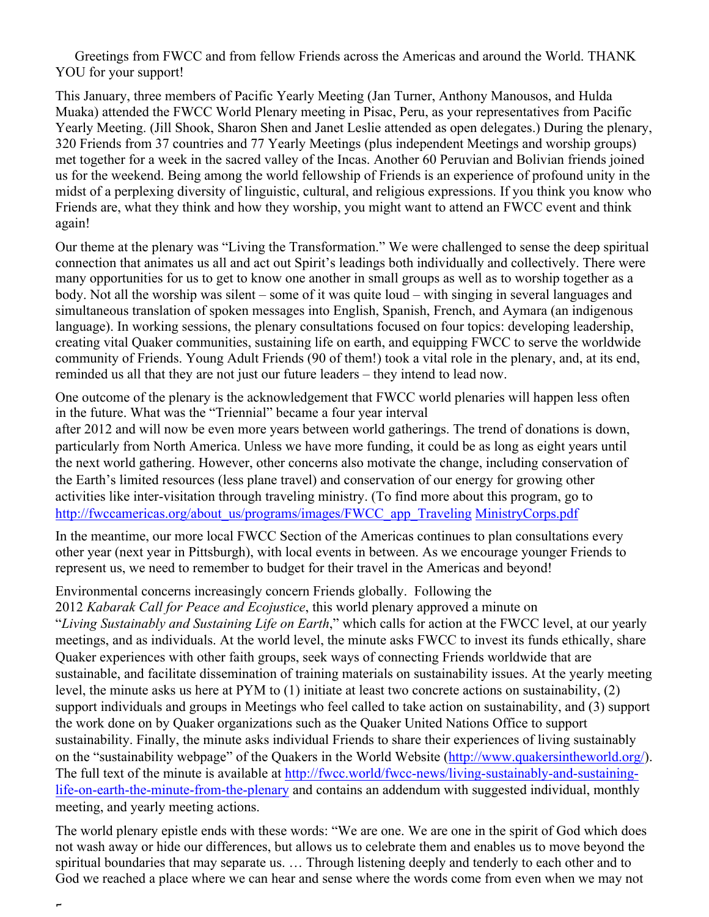Greetings from FWCC and from fellow Friends across the Americas and around the World. THANK YOU for your support!

This January, three members of Pacific Yearly Meeting (Jan Turner, Anthony Manousos, and Hulda Muaka) attended the FWCC World Plenary meeting in Pisac, Peru, as your representatives from Pacific Yearly Meeting. (Jill Shook, Sharon Shen and Janet Leslie attended as open delegates.) During the plenary, 320 Friends from 37 countries and 77 Yearly Meetings (plus independent Meetings and worship groups) met together for a week in the sacred valley of the Incas. Another 60 Peruvian and Bolivian friends joined us for the weekend. Being among the world fellowship of Friends is an experience of profound unity in the midst of a perplexing diversity of linguistic, cultural, and religious expressions. If you think you know who Friends are, what they think and how they worship, you might want to attend an FWCC event and think again!

Our theme at the plenary was "Living the Transformation." We were challenged to sense the deep spiritual connection that animates us all and act out Spirit's leadings both individually and collectively. There were many opportunities for us to get to know one another in small groups as well as to worship together as a body. Not all the worship was silent – some of it was quite loud – with singing in several languages and simultaneous translation of spoken messages into English, Spanish, French, and Aymara (an indigenous language). In working sessions, the plenary consultations focused on four topics: developing leadership, creating vital Quaker communities, sustaining life on earth, and equipping FWCC to serve the worldwide community of Friends. Young Adult Friends (90 of them!) took a vital role in the plenary, and, at its end, reminded us all that they are not just our future leaders – they intend to lead now.

One outcome of the plenary is the acknowledgement that FWCC world plenaries will happen less often in the future. What was the "Triennial" became a four year interval after 2012 and will now be even more years between world gatherings. The trend of donations is down, particularly from North America. Unless we have more funding, it could be as long as eight years until the next world gathering. However, other concerns also motivate the change, including conservation of the Earth's limited resources (less plane travel) and conservation of our energy for growing other activities like inter-visitation through traveling ministry. (To find more about this program, go to http://fwccamericas.org/about_us/programs/images/FWCC_app_Traveling MinistryCorps.pdf

In the meantime, our more local FWCC Section of the Americas continues to plan consultations every other year (next year in Pittsburgh), with local events in between. As we encourage younger Friends to represent us, we need to remember to budget for their travel in the Americas and beyond!

Environmental concerns increasingly concern Friends globally. Following the 2012 *Kabarak Call for Peace and Ecojustice*, this world plenary approved a minute on "*Living Sustainably and Sustaining Life on Earth*," which calls for action at the FWCC level, at our yearly meetings, and as individuals. At the world level, the minute asks FWCC to invest its funds ethically, share Quaker experiences with other faith groups, seek ways of connecting Friends worldwide that are sustainable, and facilitate dissemination of training materials on sustainability issues. At the yearly meeting level, the minute asks us here at PYM to (1) initiate at least two concrete actions on sustainability, (2) support individuals and groups in Meetings who feel called to take action on sustainability, and (3) support the work done on by Quaker organizations such as the Quaker United Nations Office to support sustainability. Finally, the minute asks individual Friends to share their experiences of living sustainably on the "sustainability webpage" of the Quakers in the World Website (http://www.quakersintheworld.org/). The full text of the minute is available at http://fwcc.world/fwcc-news/living-sustainably-and-sustaining-life-on-earth-the-minute-from-the-plenary and contains an addendum with suggested individual, monthly meeting, and yearly meeting actions.

The world plenary epistle ends with these words: "We are one. We are one in the spirit of God which does not wash away or hide our differences, but allows us to celebrate them and enables us to move beyond the spiritual boundaries that may separate us. … Through listening deeply and tenderly to each other and to God we reached a place where we can hear and sense where the words come from even when we may not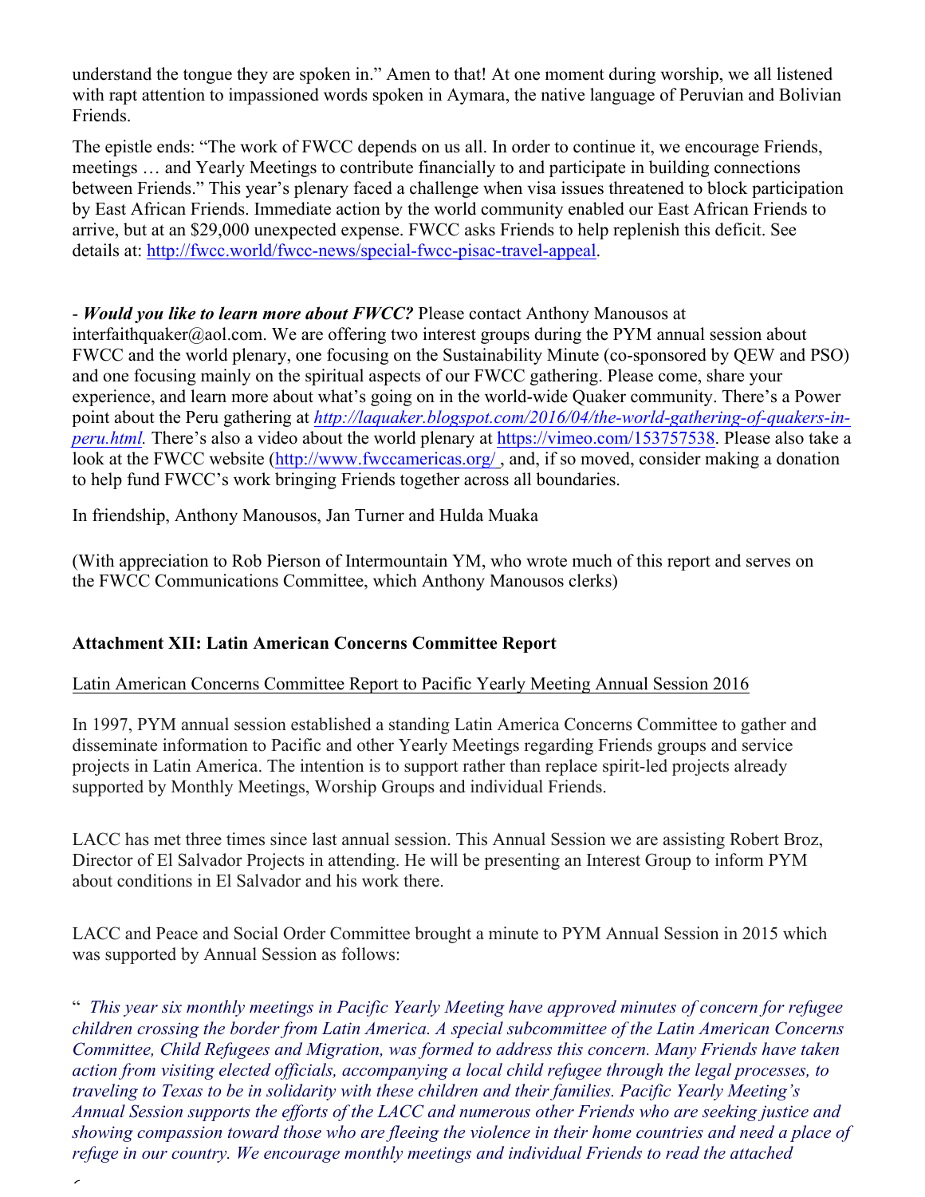understand the tongue they are spoken in." Amen to that! At one moment during worship, we all listened with rapt attention to impassioned words spoken in Aymara, the native language of Peruvian and Bolivian Friends.

The epistle ends: "The work of FWCC depends on us all. In order to continue it, we encourage Friends, meetings … and Yearly Meetings to contribute financially to and participate in building connections between Friends." This year's plenary faced a challenge when visa issues threatened to block participation by East African Friends. Immediate action by the world community enabled our East African Friends to arrive, but at an $29,000 unexpected expense. FWCC asks Friends to help replenish this deficit. See details at: http://fwcc.world/fwcc-news/special-fwcc-pisac-travel-appeal.

- ***Would you like to learn more about FWCC?*** Please contact Anthony Manousos at interfaithquaker@aol.com. We are offering two interest groups during the PYM annual session about FWCC and the world plenary, one focusing on the Sustainability Minute (co-sponsored by QEW and PSO) and one focusing mainly on the spiritual aspects of our FWCC gathering. Please come, share your experience, and learn more about what's going on in the world-wide Quaker community. There's a Power point about the Peru gathering at *http://laquaker.blogspot.com/2016/04/the-world-gathering-of-quakers-in-peru.html.* There's also a video about the world plenary at https://vimeo.com/153757538. Please also take a look at the FWCC website (http://www.fwccamericas.org/ , and, if so moved, consider making a donation to help fund FWCC's work bringing Friends together across all boundaries.

In friendship, Anthony Manousos, Jan Turner and Hulda Muaka

(With appreciation to Rob Pierson of Intermountain YM, who wrote much of this report and serves on the FWCC Communications Committee, which Anthony Manousos clerks)

**Attachment XII: Latin American Concerns Committee Report**

Latin American Concerns Committee Report to Pacific Yearly Meeting Annual Session 2016

In 1997, PYM annual session established a standing Latin America Concerns Committee to gather and disseminate information to Pacific and other Yearly Meetings regarding Friends groups and service projects in Latin America. The intention is to support rather than replace spirit-led projects already supported by Monthly Meetings, Worship Groups and individual Friends.

LACC has met three times since last annual session. This Annual Session we are assisting Robert Broz, Director of El Salvador Projects in attending. He will be presenting an Interest Group to inform PYM about conditions in El Salvador and his work there.

LACC and Peace and Social Order Committee brought a minute to PYM Annual Session in 2015 which was supported by Annual Session as follows:

" *This year six monthly meetings in Pacific Yearly Meeting have approved minutes of concern for refugee children crossing the border from Latin America. A special subcommittee of the Latin American Concerns Committee, Child Refugees and Migration, was formed to address this concern. Many Friends have taken action from visiting elected officials, accompanying a local child refugee through the legal processes, to traveling to Texas to be in solidarity with these children and their families. Pacific Yearly Meeting's Annual Session supports the efforts of the LACC and numerous other Friends who are seeking justice and showing compassion toward those who are fleeing the violence in their home countries and need a place of refuge in our country. We encourage monthly meetings and individual Friends to read the attached*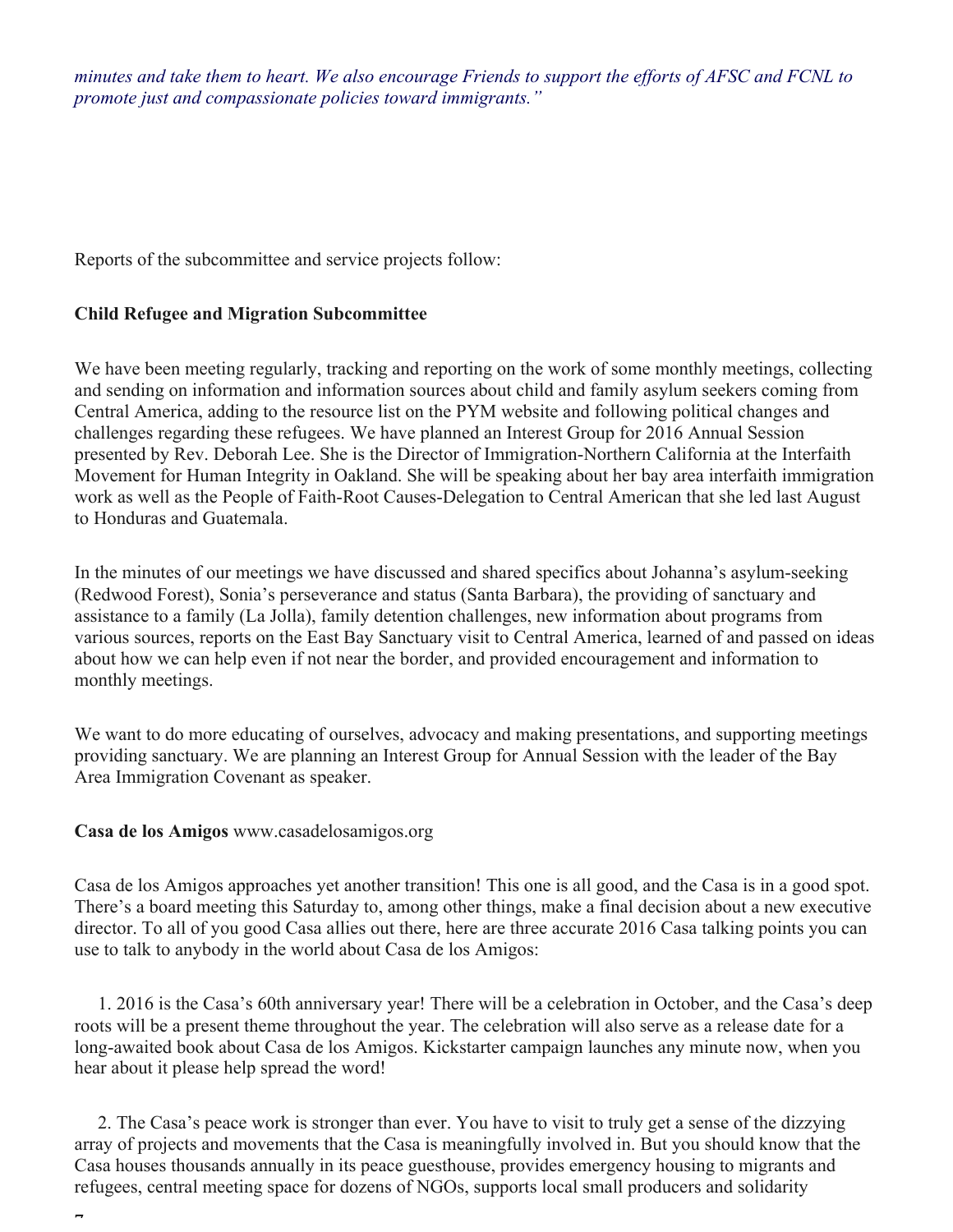*minutes and take them to heart. We also encourage Friends to support the efforts of AFSC and FCNL to promote just and compassionate policies toward immigrants."*

Reports of the subcommittee and service projects follow:

**Child Refugee and Migration Subcommittee**

We have been meeting regularly, tracking and reporting on the work of some monthly meetings, collecting and sending on information and information sources about child and family asylum seekers coming from Central America, adding to the resource list on the PYM website and following political changes and challenges regarding these refugees. We have planned an Interest Group for 2016 Annual Session presented by Rev. Deborah Lee. She is the Director of Immigration-Northern California at the Interfaith Movement for Human Integrity in Oakland. She will be speaking about her bay area interfaith immigration work as well as the People of Faith-Root Causes-Delegation to Central American that she led last August to Honduras and Guatemala.

In the minutes of our meetings we have discussed and shared specifics about Johanna's asylum-seeking (Redwood Forest), Sonia's perseverance and status (Santa Barbara), the providing of sanctuary and assistance to a family (La Jolla), family detention challenges, new information about programs from various sources, reports on the East Bay Sanctuary visit to Central America, learned of and passed on ideas about how we can help even if not near the border, and provided encouragement and information to monthly meetings.

We want to do more educating of ourselves, advocacy and making presentations, and supporting meetings providing sanctuary. We are planning an Interest Group for Annual Session with the leader of the Bay Area Immigration Covenant as speaker.

**Casa de los Amigos** www.casadelosamigos.org

Casa de los Amigos approaches yet another transition! This one is all good, and the Casa is in a good spot. There's a board meeting this Saturday to, among other things, make a final decision about a new executive director. To all of you good Casa allies out there, here are three accurate 2016 Casa talking points you can use to talk to anybody in the world about Casa de los Amigos:

1. 2016 is the Casa's 60th anniversary year! There will be a celebration in October, and the Casa's deep roots will be a present theme throughout the year. The celebration will also serve as a release date for a long-awaited book about Casa de los Amigos. Kickstarter campaign launches any minute now, when you hear about it please help spread the word!

2. The Casa's peace work is stronger than ever. You have to visit to truly get a sense of the dizzying array of projects and movements that the Casa is meaningfully involved in. But you should know that the Casa houses thousands annually in its peace guesthouse, provides emergency housing to migrants and refugees, central meeting space for dozens of NGOs, supports local small producers and solidarity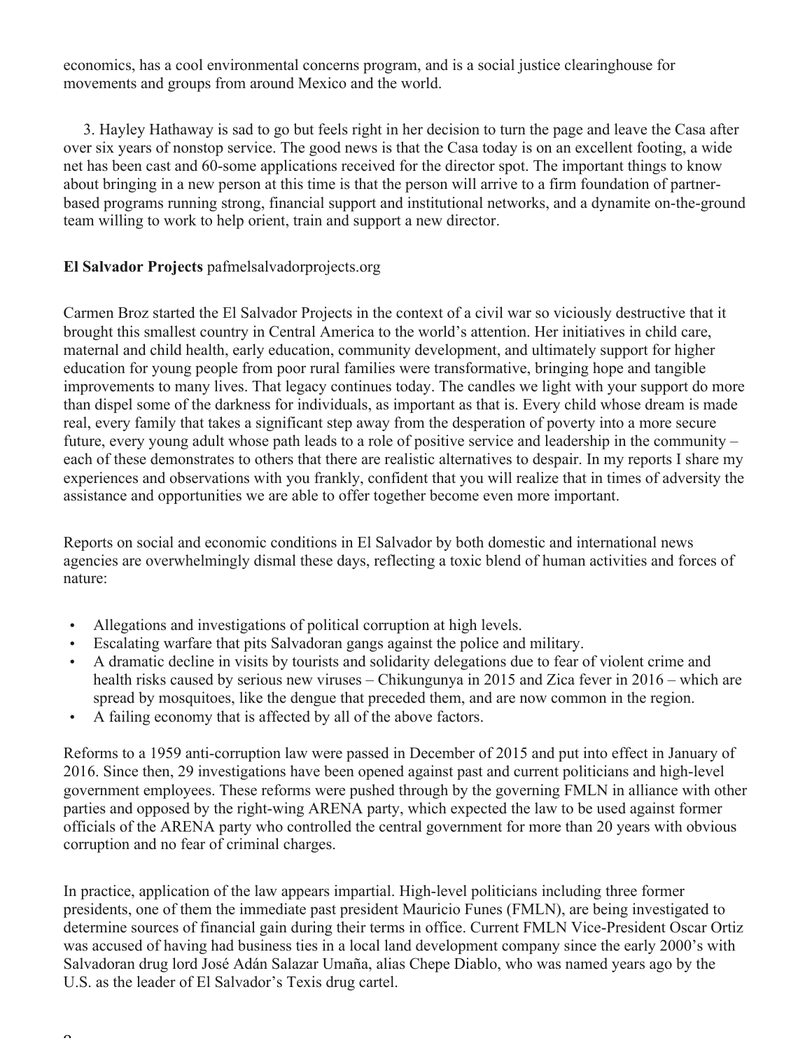economics, has a cool environmental concerns program, and is a social justice clearinghouse for movements and groups from around Mexico and the world.

3. Hayley Hathaway is sad to go but feels right in her decision to turn the page and leave the Casa after over six years of nonstop service. The good news is that the Casa today is on an excellent footing, a wide net has been cast and 60-some applications received for the director spot. The important things to know about bringing in a new person at this time is that the person will arrive to a firm foundation of partner-based programs running strong, financial support and institutional networks, and a dynamite on-the-ground team willing to work to help orient, train and support a new director.

**El Salvador Projects** pafmelsalvadorprojects.org

Carmen Broz started the El Salvador Projects in the context of a civil war so viciously destructive that it brought this smallest country in Central America to the world's attention. Her initiatives in child care, maternal and child health, early education, community development, and ultimately support for higher education for young people from poor rural families were transformative, bringing hope and tangible improvements to many lives. That legacy continues today. The candles we light with your support do more than dispel some of the darkness for individuals, as important as that is. Every child whose dream is made real, every family that takes a significant step away from the desperation of poverty into a more secure future, every young adult whose path leads to a role of positive service and leadership in the community – each of these demonstrates to others that there are realistic alternatives to despair. In my reports I share my experiences and observations with you frankly, confident that you will realize that in times of adversity the assistance and opportunities we are able to offer together become even more important.

Reports on social and economic conditions in El Salvador by both domestic and international news agencies are overwhelmingly dismal these days, reflecting a toxic blend of human activities and forces of nature:

- Allegations and investigations of political corruption at high levels.
- Escalating warfare that pits Salvadoran gangs against the police and military.
- A dramatic decline in visits by tourists and solidarity delegations due to fear of violent crime and health risks caused by serious new viruses – Chikungunya in 2015 and Zica fever in 2016 – which are spread by mosquitoes, like the dengue that preceded them, and are now common in the region.
- A failing economy that is affected by all of the above factors.

Reforms to a 1959 anti-corruption law were passed in December of 2015 and put into effect in January of 2016. Since then, 29 investigations have been opened against past and current politicians and high-level government employees. These reforms were pushed through by the governing FMLN in alliance with other parties and opposed by the right-wing ARENA party, which expected the law to be used against former officials of the ARENA party who controlled the central government for more than 20 years with obvious corruption and no fear of criminal charges.

In practice, application of the law appears impartial. High-level politicians including three former presidents, one of them the immediate past president Mauricio Funes (FMLN), are being investigated to determine sources of financial gain during their terms in office. Current FMLN Vice-President Oscar Ortiz was accused of having had business ties in a local land development company since the early 2000's with Salvadoran drug lord José Adán Salazar Umaña, alias Chepe Diablo, who was named years ago by the U.S. as the leader of El Salvador's Texis drug cartel.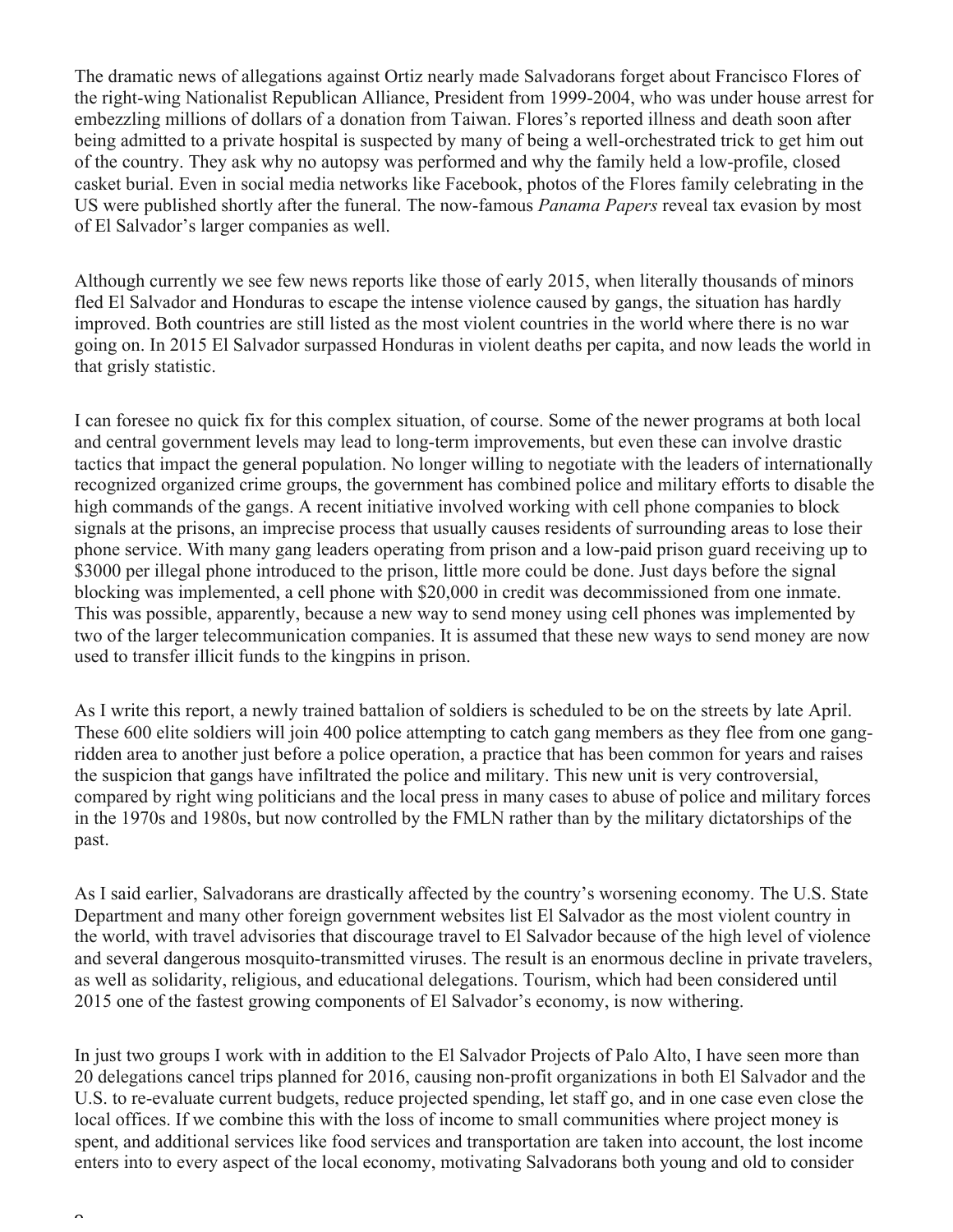The dramatic news of allegations against Ortiz nearly made Salvadorans forget about Francisco Flores of the right-wing Nationalist Republican Alliance, President from 1999-2004, who was under house arrest for embezzling millions of dollars of a donation from Taiwan. Flores's reported illness and death soon after being admitted to a private hospital is suspected by many of being a well-orchestrated trick to get him out of the country. They ask why no autopsy was performed and why the family held a low-profile, closed casket burial. Even in social media networks like Facebook, photos of the Flores family celebrating in the US were published shortly after the funeral. The now-famous *Panama Papers* reveal tax evasion by most of El Salvador's larger companies as well.

Although currently we see few news reports like those of early 2015, when literally thousands of minors fled El Salvador and Honduras to escape the intense violence caused by gangs, the situation has hardly improved. Both countries are still listed as the most violent countries in the world where there is no war going on. In 2015 El Salvador surpassed Honduras in violent deaths per capita, and now leads the world in that grisly statistic.

I can foresee no quick fix for this complex situation, of course. Some of the newer programs at both local and central government levels may lead to long-term improvements, but even these can involve drastic tactics that impact the general population. No longer willing to negotiate with the leaders of internationally recognized organized crime groups, the government has combined police and military efforts to disable the high commands of the gangs. A recent initiative involved working with cell phone companies to block signals at the prisons, an imprecise process that usually causes residents of surrounding areas to lose their phone service. With many gang leaders operating from prison and a low-paid prison guard receiving up to $3000 per illegal phone introduced to the prison, little more could be done. Just days before the signal blocking was implemented, a cell phone with $20,000 in credit was decommissioned from one inmate. This was possible, apparently, because a new way to send money using cell phones was implemented by two of the larger telecommunication companies. It is assumed that these new ways to send money are now used to transfer illicit funds to the kingpins in prison.

As I write this report, a newly trained battalion of soldiers is scheduled to be on the streets by late April. These 600 elite soldiers will join 400 police attempting to catch gang members as they flee from one gang-ridden area to another just before a police operation, a practice that has been common for years and raises the suspicion that gangs have infiltrated the police and military. This new unit is very controversial, compared by right wing politicians and the local press in many cases to abuse of police and military forces in the 1970s and 1980s, but now controlled by the FMLN rather than by the military dictatorships of the past.

As I said earlier, Salvadorans are drastically affected by the country's worsening economy. The U.S. State Department and many other foreign government websites list El Salvador as the most violent country in the world, with travel advisories that discourage travel to El Salvador because of the high level of violence and several dangerous mosquito-transmitted viruses. The result is an enormous decline in private travelers, as well as solidarity, religious, and educational delegations. Tourism, which had been considered until 2015 one of the fastest growing components of El Salvador's economy, is now withering.

In just two groups I work with in addition to the El Salvador Projects of Palo Alto, I have seen more than 20 delegations cancel trips planned for 2016, causing non-profit organizations in both El Salvador and the U.S. to re-evaluate current budgets, reduce projected spending, let staff go, and in one case even close the local offices. If we combine this with the loss of income to small communities where project money is spent, and additional services like food services and transportation are taken into account, the lost income enters into to every aspect of the local economy, motivating Salvadorans both young and old to consider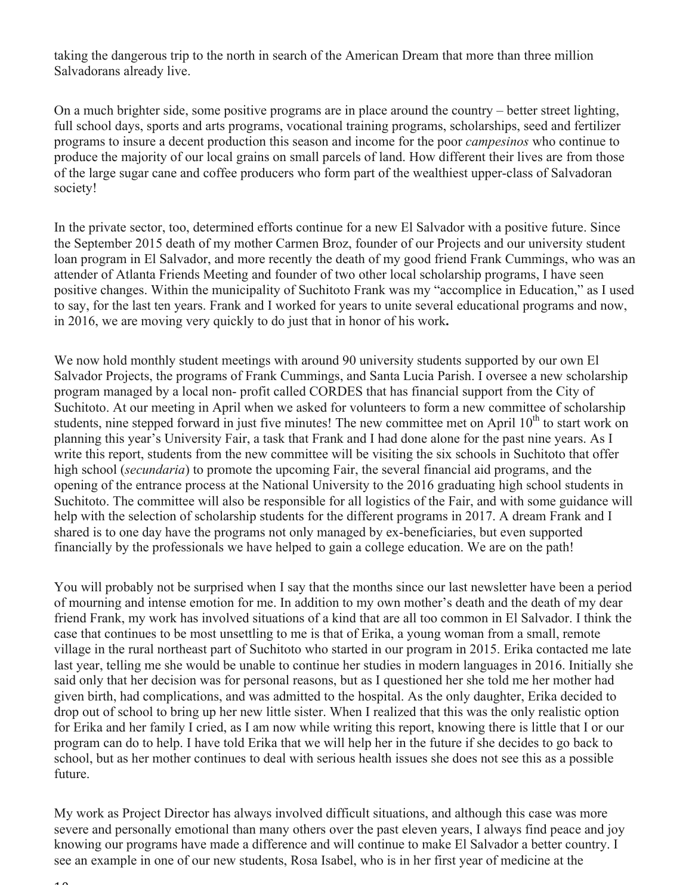taking the dangerous trip to the north in search of the American Dream that more than three million Salvadorans already live.

On a much brighter side, some positive programs are in place around the country – better street lighting, full school days, sports and arts programs, vocational training programs, scholarships, seed and fertilizer programs to insure a decent production this season and income for the poor *campesinos* who continue to produce the majority of our local grains on small parcels of land. How different their lives are from those of the large sugar cane and coffee producers who form part of the wealthiest upper-class of Salvadoran society!

In the private sector, too, determined efforts continue for a new El Salvador with a positive future. Since the September 2015 death of my mother Carmen Broz, founder of our Projects and our university student loan program in El Salvador, and more recently the death of my good friend Frank Cummings, who was an attender of Atlanta Friends Meeting and founder of two other local scholarship programs, I have seen positive changes. Within the municipality of Suchitoto Frank was my "accomplice in Education," as I used to say, for the last ten years. Frank and I worked for years to unite several educational programs and now, in 2016, we are moving very quickly to do just that in honor of his work**.**

We now hold monthly student meetings with around 90 university students supported by our own El Salvador Projects, the programs of Frank Cummings, and Santa Lucia Parish. I oversee a new scholarship program managed by a local non- profit called CORDES that has financial support from the City of Suchitoto. At our meeting in April when we asked for volunteers to form a new committee of scholarship students, nine stepped forward in just five minutes! The new committee met on April 10th to start work on planning this year's University Fair, a task that Frank and I had done alone for the past nine years. As I write this report, students from the new committee will be visiting the six schools in Suchitoto that offer high school (*secundaria*) to promote the upcoming Fair, the several financial aid programs, and the opening of the entrance process at the National University to the 2016 graduating high school students in Suchitoto. The committee will also be responsible for all logistics of the Fair, and with some guidance will help with the selection of scholarship students for the different programs in 2017. A dream Frank and I shared is to one day have the programs not only managed by ex-beneficiaries, but even supported financially by the professionals we have helped to gain a college education. We are on the path!

You will probably not be surprised when I say that the months since our last newsletter have been a period of mourning and intense emotion for me. In addition to my own mother's death and the death of my dear friend Frank, my work has involved situations of a kind that are all too common in El Salvador. I think the case that continues to be most unsettling to me is that of Erika, a young woman from a small, remote village in the rural northeast part of Suchitoto who started in our program in 2015. Erika contacted me late last year, telling me she would be unable to continue her studies in modern languages in 2016. Initially she said only that her decision was for personal reasons, but as I questioned her she told me her mother had given birth, had complications, and was admitted to the hospital. As the only daughter, Erika decided to drop out of school to bring up her new little sister. When I realized that this was the only realistic option for Erika and her family I cried, as I am now while writing this report, knowing there is little that I or our program can do to help. I have told Erika that we will help her in the future if she decides to go back to school, but as her mother continues to deal with serious health issues she does not see this as a possible future.

My work as Project Director has always involved difficult situations, and although this case was more severe and personally emotional than many others over the past eleven years, I always find peace and joy knowing our programs have made a difference and will continue to make El Salvador a better country. I see an example in one of our new students, Rosa Isabel, who is in her first year of medicine at the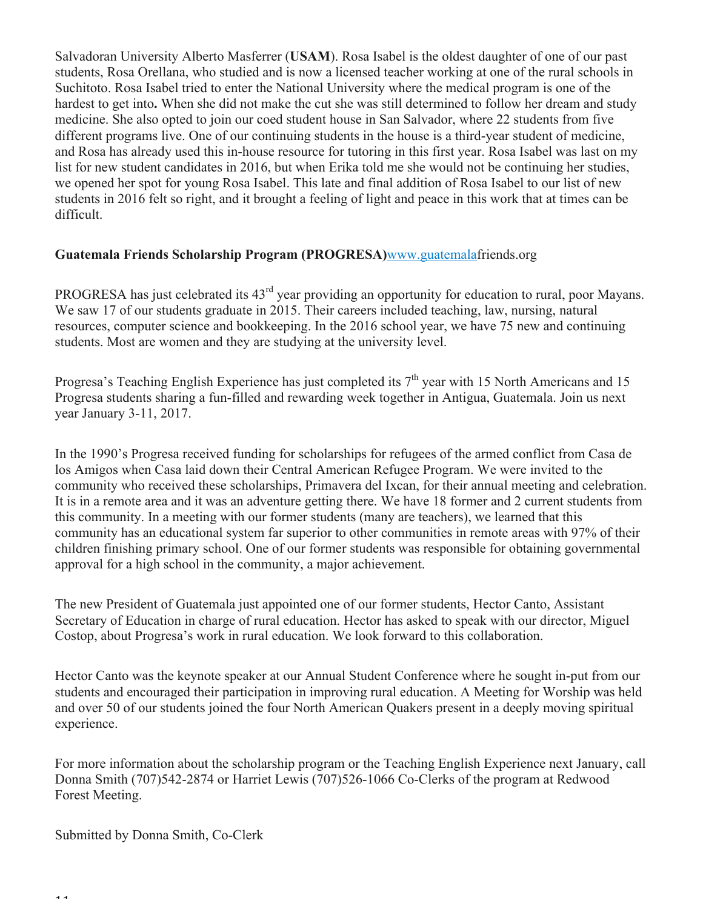Salvadoran University Alberto Masferrer (**USAM**). Rosa Isabel is the oldest daughter of one of our past students, Rosa Orellana, who studied and is now a licensed teacher working at one of the rural schools in Suchitoto. Rosa Isabel tried to enter the National University where the medical program is one of the hardest to get into**.** When she did not make the cut she was still determined to follow her dream and study medicine. She also opted to join our coed student house in San Salvador, where 22 students from five different programs live. One of our continuing students in the house is a third-year student of medicine, and Rosa has already used this in-house resource for tutoring in this first year. Rosa Isabel was last on my list for new student candidates in 2016, but when Erika told me she would not be continuing her studies, we opened her spot for young Rosa Isabel. This late and final addition of Rosa Isabel to our list of new students in 2016 felt so right, and it brought a feeling of light and peace in this work that at times can be difficult.

**Guatemala Friends Scholarship Program (PROGRESA)**www.guatemalafriends.org

PROGRESA has just celebrated its 43rd year providing an opportunity for education to rural, poor Mayans. We saw 17 of our students graduate in 2015. Their careers included teaching, law, nursing, natural resources, computer science and bookkeeping. In the 2016 school year, we have 75 new and continuing students. Most are women and they are studying at the university level.

Progresa's Teaching English Experience has just completed its 7th year with 15 North Americans and 15 Progresa students sharing a fun-filled and rewarding week together in Antigua, Guatemala. Join us next year January 3-11, 2017.

In the 1990's Progresa received funding for scholarships for refugees of the armed conflict from Casa de los Amigos when Casa laid down their Central American Refugee Program. We were invited to the community who received these scholarships, Primavera del Ixcan, for their annual meeting and celebration. It is in a remote area and it was an adventure getting there. We have 18 former and 2 current students from this community. In a meeting with our former students (many are teachers), we learned that this community has an educational system far superior to other communities in remote areas with 97% of their children finishing primary school. One of our former students was responsible for obtaining governmental approval for a high school in the community, a major achievement.

The new President of Guatemala just appointed one of our former students, Hector Canto, Assistant Secretary of Education in charge of rural education. Hector has asked to speak with our director, Miguel Costop, about Progresa's work in rural education. We look forward to this collaboration.

Hector Canto was the keynote speaker at our Annual Student Conference where he sought in-put from our students and encouraged their participation in improving rural education. A Meeting for Worship was held and over 50 of our students joined the four North American Quakers present in a deeply moving spiritual experience.

For more information about the scholarship program or the Teaching English Experience next January, call Donna Smith (707)542-2874 or Harriet Lewis (707)526-1066 Co-Clerks of the program at Redwood Forest Meeting.

Submitted by Donna Smith, Co-Clerk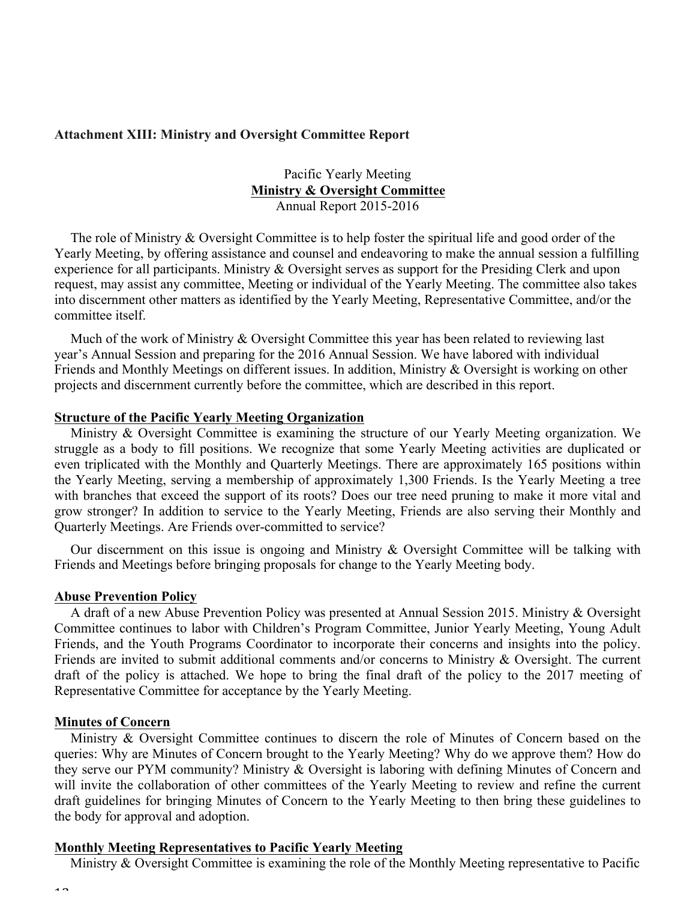**Attachment XIII: Ministry and Oversight Committee Report**

Pacific Yearly Meeting

**Ministry & Oversight Committee**

Annual Report 2015-2016

The role of Ministry & Oversight Committee is to help foster the spiritual life and good order of the Yearly Meeting, by offering assistance and counsel and endeavoring to make the annual session a fulfilling experience for all participants. Ministry & Oversight serves as support for the Presiding Clerk and upon request, may assist any committee, Meeting or individual of the Yearly Meeting. The committee also takes into discernment other matters as identified by the Yearly Meeting, Representative Committee, and/or the committee itself.

Much of the work of Ministry & Oversight Committee this year has been related to reviewing last year's Annual Session and preparing for the 2016 Annual Session. We have labored with individual Friends and Monthly Meetings on different issues. In addition, Ministry & Oversight is working on other projects and discernment currently before the committee, which are described in this report.

**Structure of the Pacific Yearly Meeting Organization**

Ministry & Oversight Committee is examining the structure of our Yearly Meeting organization. We struggle as a body to fill positions. We recognize that some Yearly Meeting activities are duplicated or even triplicated with the Monthly and Quarterly Meetings. There are approximately 165 positions within the Yearly Meeting, serving a membership of approximately 1,300 Friends. Is the Yearly Meeting a tree with branches that exceed the support of its roots? Does our tree need pruning to make it more vital and grow stronger? In addition to service to the Yearly Meeting, Friends are also serving their Monthly and Quarterly Meetings. Are Friends over-committed to service?

Our discernment on this issue is ongoing and Ministry & Oversight Committee will be talking with Friends and Meetings before bringing proposals for change to the Yearly Meeting body.

**Abuse Prevention Policy**

A draft of a new Abuse Prevention Policy was presented at Annual Session 2015. Ministry & Oversight Committee continues to labor with Children's Program Committee, Junior Yearly Meeting, Young Adult Friends, and the Youth Programs Coordinator to incorporate their concerns and insights into the policy. Friends are invited to submit additional comments and/or concerns to Ministry & Oversight. The current draft of the policy is attached. We hope to bring the final draft of the policy to the 2017 meeting of Representative Committee for acceptance by the Yearly Meeting.

**Minutes of Concern**

Ministry & Oversight Committee continues to discern the role of Minutes of Concern based on the queries: Why are Minutes of Concern brought to the Yearly Meeting? Why do we approve them? How do they serve our PYM community? Ministry & Oversight is laboring with defining Minutes of Concern and will invite the collaboration of other committees of the Yearly Meeting to review and refine the current draft guidelines for bringing Minutes of Concern to the Yearly Meeting to then bring these guidelines to the body for approval and adoption.

**Monthly Meeting Representatives to Pacific Yearly Meeting**

Ministry & Oversight Committee is examining the role of the Monthly Meeting representative to Pacific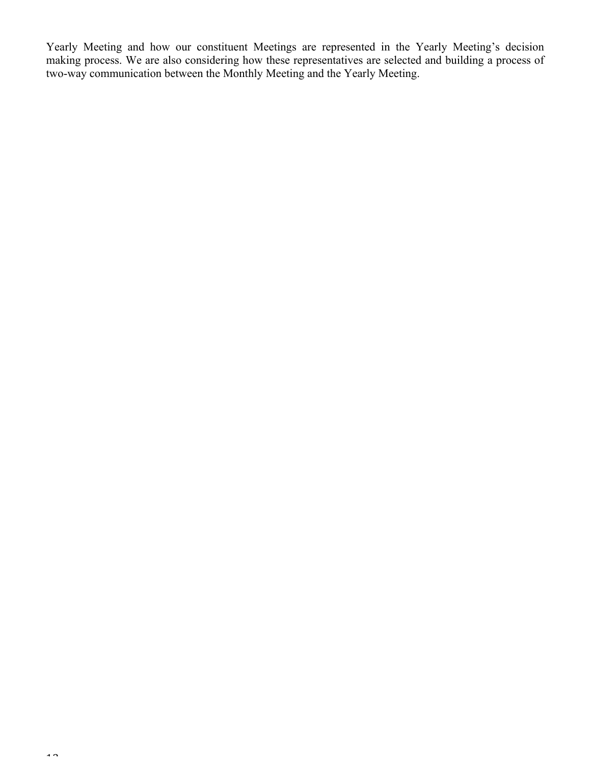Yearly Meeting and how our constituent Meetings are represented in the Yearly Meeting's decision making process. We are also considering how these representatives are selected and building a process of two-way communication between the Monthly Meeting and the Yearly Meeting.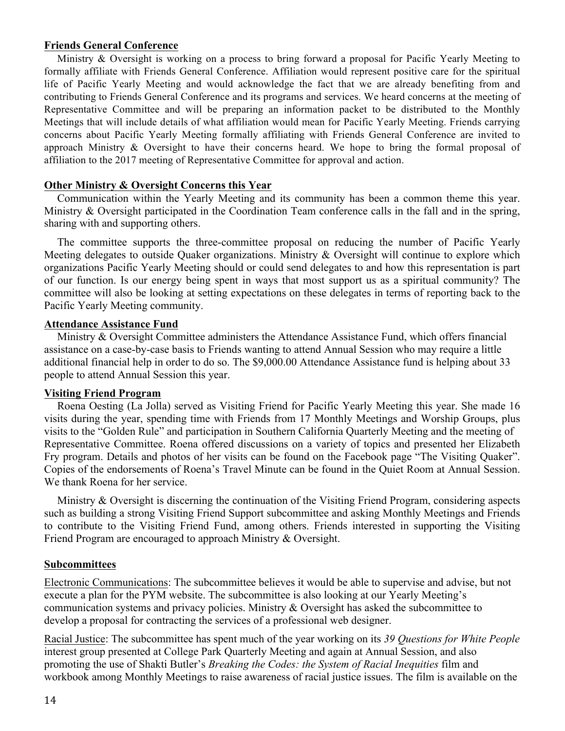**Friends General Conference**

Ministry & Oversight is working on a process to bring forward a proposal for Pacific Yearly Meeting to formally affiliate with Friends General Conference. Affiliation would represent positive care for the spiritual life of Pacific Yearly Meeting and would acknowledge the fact that we are already benefiting from and contributing to Friends General Conference and its programs and services. We heard concerns at the meeting of Representative Committee and will be preparing an information packet to be distributed to the Monthly Meetings that will include details of what affiliation would mean for Pacific Yearly Meeting. Friends carrying concerns about Pacific Yearly Meeting formally affiliating with Friends General Conference are invited to approach Ministry & Oversight to have their concerns heard. We hope to bring the formal proposal of affiliation to the 2017 meeting of Representative Committee for approval and action.

**Other Ministry & Oversight Concerns this Year**

Communication within the Yearly Meeting and its community has been a common theme this year. Ministry & Oversight participated in the Coordination Team conference calls in the fall and in the spring, sharing with and supporting others.

The committee supports the three-committee proposal on reducing the number of Pacific Yearly Meeting delegates to outside Quaker organizations. Ministry & Oversight will continue to explore which organizations Pacific Yearly Meeting should or could send delegates to and how this representation is part of our function. Is our energy being spent in ways that most support us as a spiritual community? The committee will also be looking at setting expectations on these delegates in terms of reporting back to the Pacific Yearly Meeting community.

**Attendance Assistance Fund**

Ministry & Oversight Committee administers the Attendance Assistance Fund, which offers financial assistance on a case-by-case basis to Friends wanting to attend Annual Session who may require a little additional financial help in order to do so. The $9,000.00 Attendance Assistance fund is helping about 33 people to attend Annual Session this year.

**Visiting Friend Program**

Roena Oesting (La Jolla) served as Visiting Friend for Pacific Yearly Meeting this year. She made 16 visits during the year, spending time with Friends from 17 Monthly Meetings and Worship Groups, plus visits to the "Golden Rule" and participation in Southern California Quarterly Meeting and the meeting of Representative Committee. Roena offered discussions on a variety of topics and presented her Elizabeth Fry program. Details and photos of her visits can be found on the Facebook page "The Visiting Quaker". Copies of the endorsements of Roena's Travel Minute can be found in the Quiet Room at Annual Session. We thank Roena for her service.

Ministry & Oversight is discerning the continuation of the Visiting Friend Program, considering aspects such as building a strong Visiting Friend Support subcommittee and asking Monthly Meetings and Friends to contribute to the Visiting Friend Fund, among others. Friends interested in supporting the Visiting Friend Program are encouraged to approach Ministry & Oversight.

**Subcommittees**

Electronic Communications: The subcommittee believes it would be able to supervise and advise, but not execute a plan for the PYM website. The subcommittee is also looking at our Yearly Meeting's communication systems and privacy policies. Ministry & Oversight has asked the subcommittee to develop a proposal for contracting the services of a professional web designer.

Racial Justice: The subcommittee has spent much of the year working on its *39 Questions for White People* interest group presented at College Park Quarterly Meeting and again at Annual Session, and also promoting the use of Shakti Butler's *Breaking the Codes: the System of Racial Inequities* film and workbook among Monthly Meetings to raise awareness of racial justice issues. The film is available on the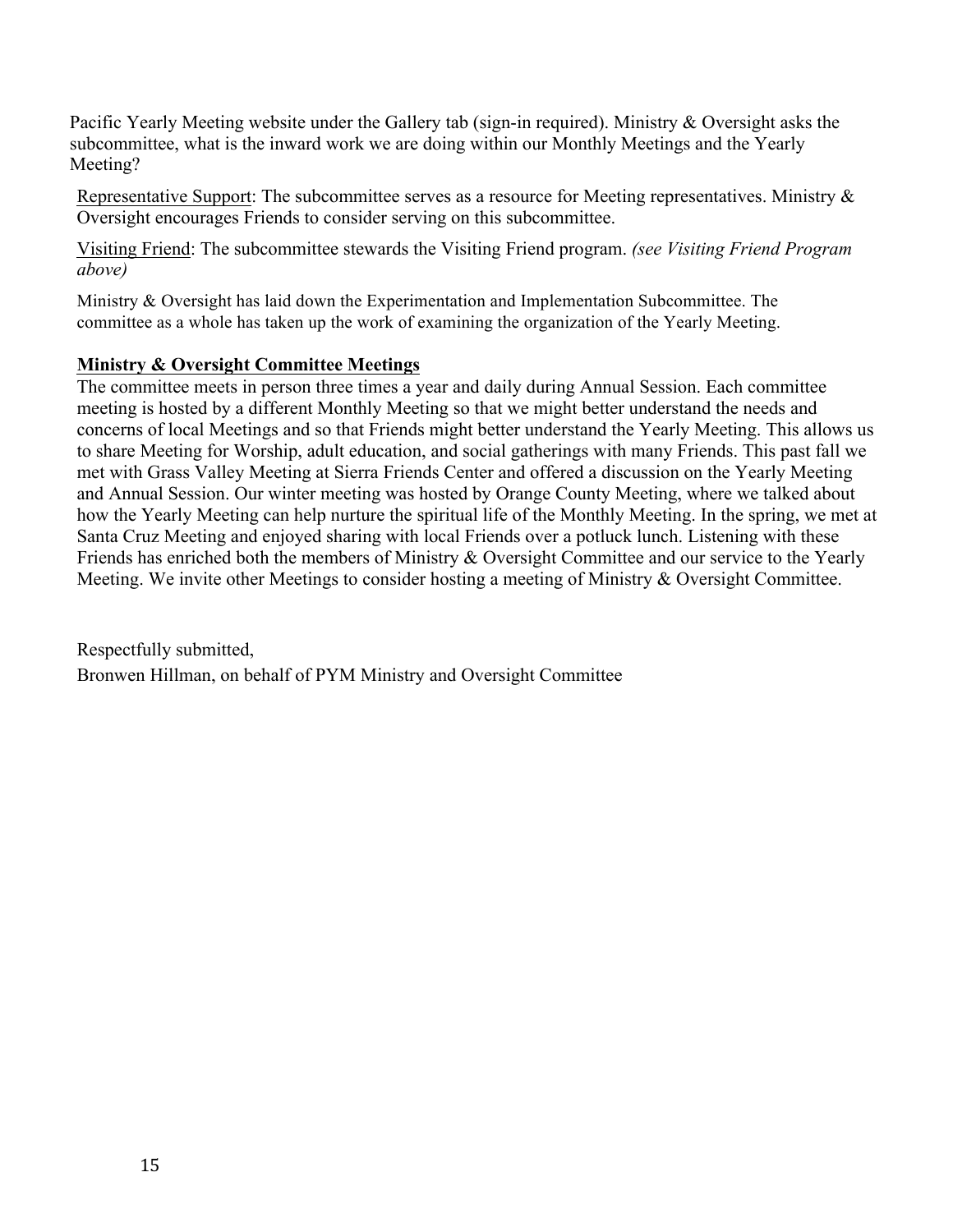Pacific Yearly Meeting website under the Gallery tab (sign-in required). Ministry & Oversight asks the subcommittee, what is the inward work we are doing within our Monthly Meetings and the Yearly Meeting?

Representative Support: The subcommittee serves as a resource for Meeting representatives. Ministry & Oversight encourages Friends to consider serving on this subcommittee.

Visiting Friend: The subcommittee stewards the Visiting Friend program. *(see Visiting Friend Program above)*

Ministry & Oversight has laid down the Experimentation and Implementation Subcommittee. The committee as a whole has taken up the work of examining the organization of the Yearly Meeting.

**Ministry & Oversight Committee Meetings**

The committee meets in person three times a year and daily during Annual Session. Each committee meeting is hosted by a different Monthly Meeting so that we might better understand the needs and concerns of local Meetings and so that Friends might better understand the Yearly Meeting. This allows us to share Meeting for Worship, adult education, and social gatherings with many Friends. This past fall we met with Grass Valley Meeting at Sierra Friends Center and offered a discussion on the Yearly Meeting and Annual Session. Our winter meeting was hosted by Orange County Meeting, where we talked about how the Yearly Meeting can help nurture the spiritual life of the Monthly Meeting. In the spring, we met at Santa Cruz Meeting and enjoyed sharing with local Friends over a potluck lunch. Listening with these Friends has enriched both the members of Ministry & Oversight Committee and our service to the Yearly Meeting. We invite other Meetings to consider hosting a meeting of Ministry & Oversight Committee.

Respectfully submitted,
Bronwen Hillman, on behalf of PYM Ministry and Oversight Committee